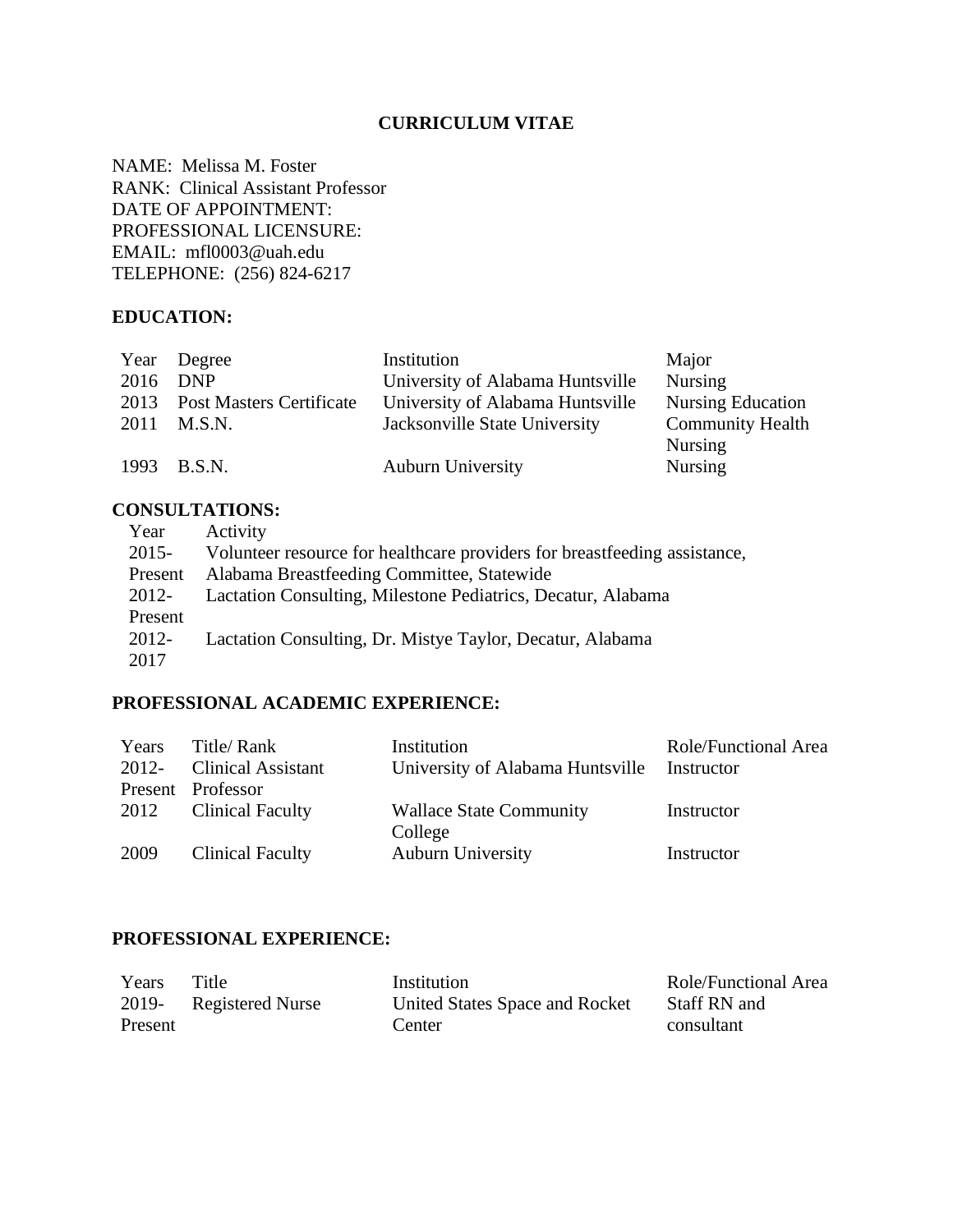# CURRICULUM VITAE

NAME: Melissa M. Foster
RANK: Clinical Assistant Professor
DATE OF APPOINTMENT:
PROFESSIONAL LICENSURE:
EMAIL: mfl0003@uah.edu
TELEPHONE: (256) 824-6217

## EDUCATION:

| Year | Degree | Institution | Major |
|---|---|---|---|
| 2016 | DNP | University of Alabama Huntsville | Nursing |
| 2013 | Post Masters Certificate | University of Alabama Huntsville | Nursing Education |
| 2011 | M.S.N. | Jacksonville State University | Community Health Nursing |
| 1993 | B.S.N. | Auburn University | Nursing |

## CONSULTATIONS:

| Year | Activity |
|---|---|
| 2015-Present | Volunteer resource for healthcare providers for breastfeeding assistance, Alabama Breastfeeding Committee, Statewide |
| 2012-Present | Lactation Consulting, Milestone Pediatrics, Decatur, Alabama |
| 2012-2017 | Lactation Consulting, Dr. Mistye Taylor, Decatur, Alabama |

## PROFESSIONAL ACADEMIC EXPERIENCE:

| Years | Title/ Rank | Institution | Role/Functional Area |
|---|---|---|---|
| 2012-Present | Clinical Assistant Professor | University of Alabama Huntsville | Instructor |
| 2012 | Clinical Faculty | Wallace State Community College | Instructor |
| 2009 | Clinical Faculty | Auburn University | Instructor |

## PROFESSIONAL EXPERIENCE:

| Years | Title | Institution | Role/Functional Area |
|---|---|---|---|
| 2019-Present | Registered Nurse | United States Space and Rocket Center | Staff RN and consultant |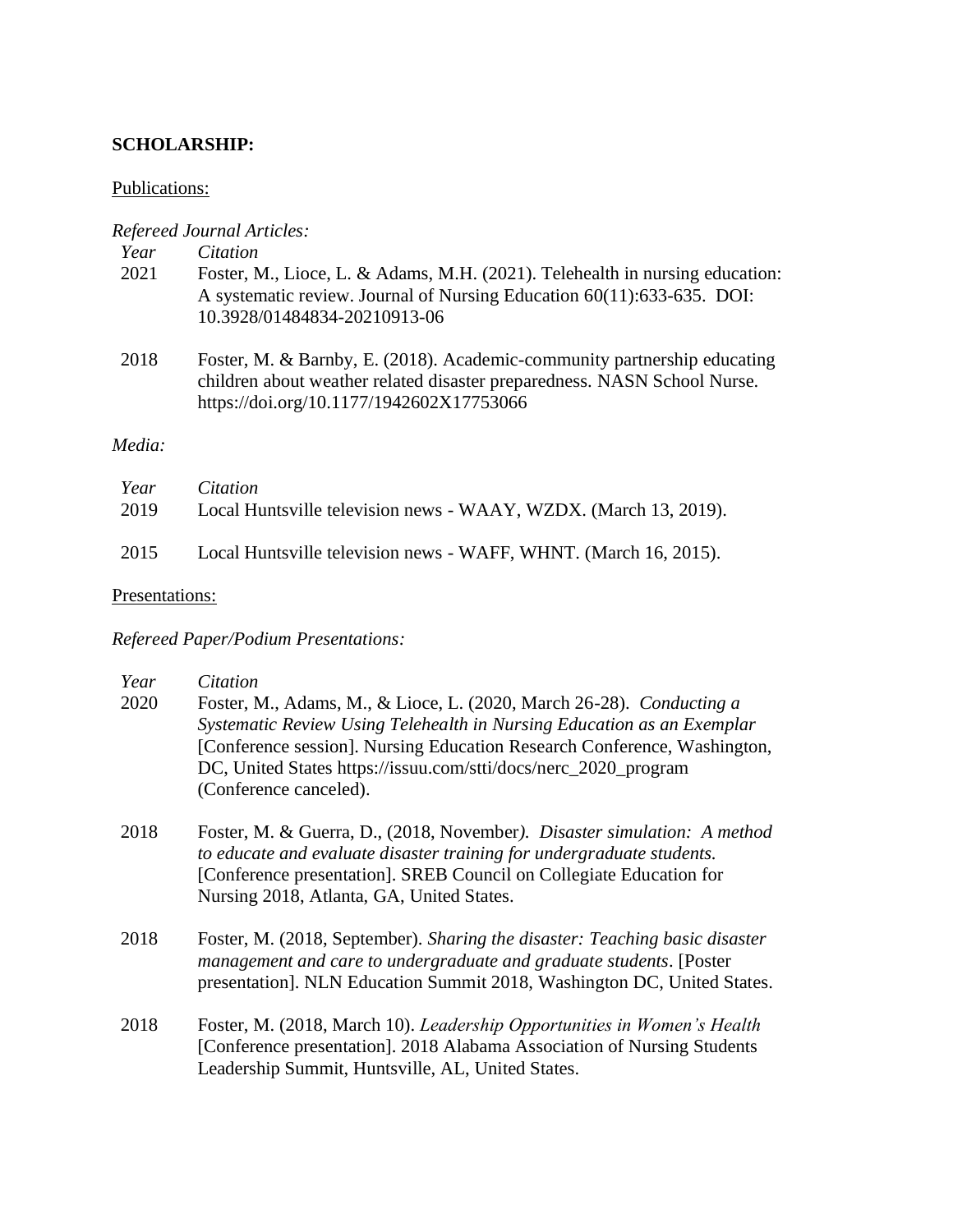**SCHOLARSHIP:**

Publications:

*Refereed Journal Articles:*

| *Year* | *Citation* |
| --- | --- |
| 2021 | Foster, M., Lioce, L. & Adams, M.H. (2021). Telehealth in nursing education: A systematic review. Journal of Nursing Education 60(11):633-635. DOI: 10.3928/01484834-20210913-06 |
| 2018 | Foster, M. & Barnby, E. (2018). Academic-community partnership educating children about weather related disaster preparedness. NASN School Nurse. https://doi.org/10.1177/1942602X17753066 |

*Media:*

| *Year* | *Citation* |
| --- | --- |
| 2019 | Local Huntsville television news - WAAY, WZDX. (March 13, 2019). |
| 2015 | Local Huntsville television news - WAFF, WHNT. (March 16, 2015). |

Presentations:

*Refereed Paper/Podium Presentations:*

| *Year* | *Citation* |
| --- | --- |
| 2020 | Foster, M., Adams, M., & Lioce, L. (2020, March 26-28). *Conducting a Systematic Review Using Telehealth in Nursing Education as an Exemplar* [Conference session]. Nursing Education Research Conference, Washington, DC, United States https://issuu.com/stti/docs/nerc_2020_program (Conference canceled). |
| 2018 | Foster, M. & Guerra, D., (2018, November*). Disaster simulation: A method to educate and evaluate disaster training for undergraduate students.* [Conference presentation]. SREB Council on Collegiate Education for Nursing 2018, Atlanta, GA, United States. |
| 2018 | Foster, M. (2018, September). *Sharing the disaster: Teaching basic disaster management and care to undergraduate and graduate students*. [Poster presentation]. NLN Education Summit 2018, Washington DC, United States. |
| 2018 | Foster, M. (2018, March 10). *Leadership Opportunities in Women's Health* [Conference presentation]. 2018 Alabama Association of Nursing Students Leadership Summit, Huntsville, AL, United States. |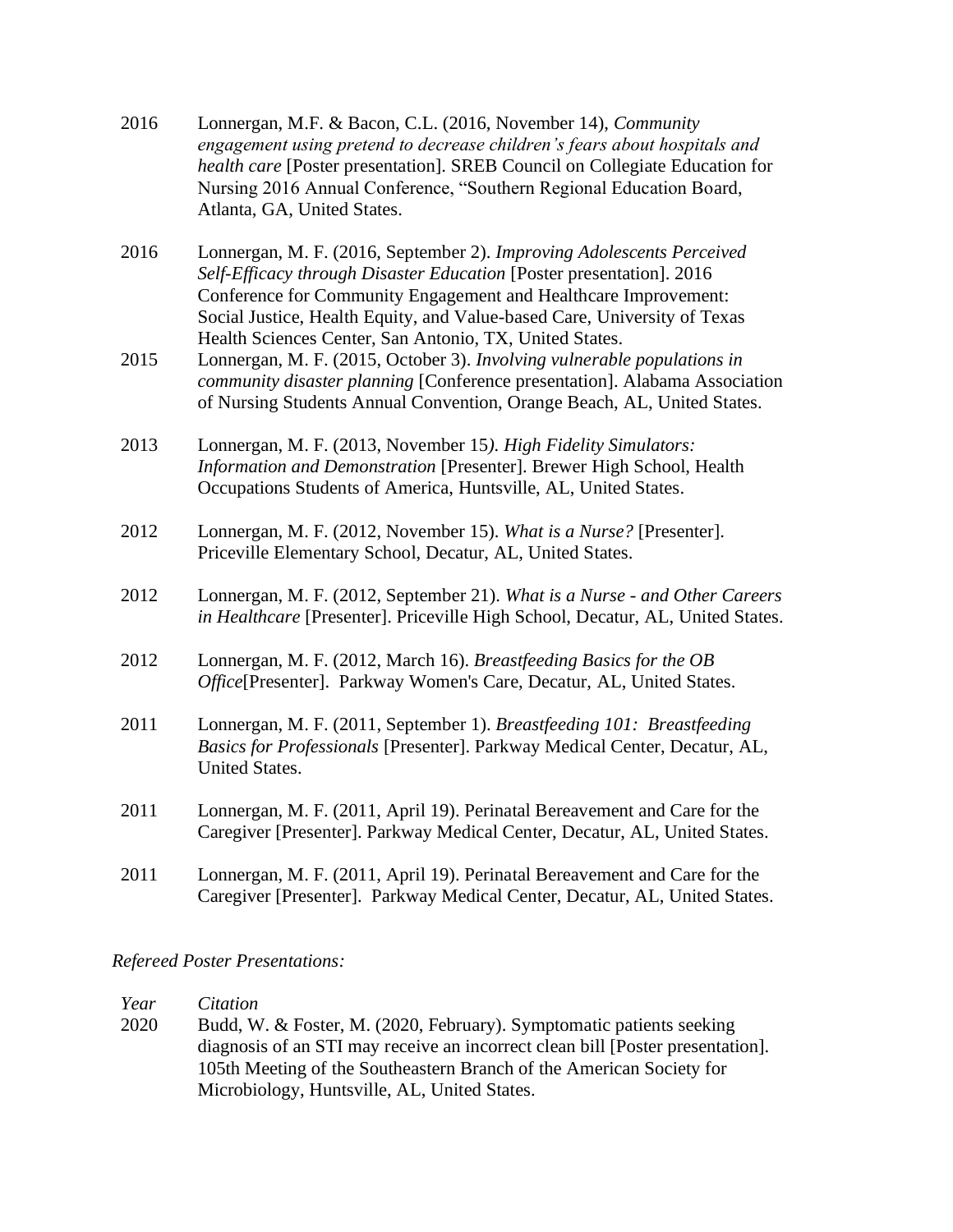2016 Lonnergan, M.F. & Bacon, C.L. (2016, November 14), *Community engagement using pretend to decrease children's fears about hospitals and health care* [Poster presentation]. SREB Council on Collegiate Education for Nursing 2016 Annual Conference, "Southern Regional Education Board, Atlanta, GA, United States.

2016 Lonnergan, M. F. (2016, September 2). *Improving Adolescents Perceived Self-Efficacy through Disaster Education* [Poster presentation]. 2016 Conference for Community Engagement and Healthcare Improvement: Social Justice, Health Equity, and Value-based Care, University of Texas Health Sciences Center, San Antonio, TX, United States.

2015 Lonnergan, M. F. (2015, October 3). *Involving vulnerable populations in community disaster planning* [Conference presentation]. Alabama Association of Nursing Students Annual Convention, Orange Beach, AL, United States.

2013 Lonnergan, M. F. (2013, November 15). *High Fidelity Simulators: Information and Demonstration* [Presenter]. Brewer High School, Health Occupations Students of America, Huntsville, AL, United States.

2012 Lonnergan, M. F. (2012, November 15). *What is a Nurse?* [Presenter]. Priceville Elementary School, Decatur, AL, United States.

2012 Lonnergan, M. F. (2012, September 21). *What is a Nurse - and Other Careers in Healthcare* [Presenter]. Priceville High School, Decatur, AL, United States.

2012 Lonnergan, M. F. (2012, March 16). *Breastfeeding Basics for the OB Office*[Presenter]. Parkway Women's Care, Decatur, AL, United States.

2011 Lonnergan, M. F. (2011, September 1). *Breastfeeding 101: Breastfeeding Basics for Professionals* [Presenter]. Parkway Medical Center, Decatur, AL, United States.

2011 Lonnergan, M. F. (2011, April 19). Perinatal Bereavement and Care for the Caregiver [Presenter]. Parkway Medical Center, Decatur, AL, United States.

2011 Lonnergan, M. F. (2011, April 19). Perinatal Bereavement and Care for the Caregiver [Presenter]. Parkway Medical Center, Decatur, AL, United States.

*Refereed Poster Presentations:*

| *Year* | *Citation* |
|---|---|
| 2020 | Budd, W. & Foster, M. (2020, February). Symptomatic patients seeking diagnosis of an STI may receive an incorrect clean bill [Poster presentation]. 105th Meeting of the Southeastern Branch of the American Society for Microbiology, Huntsville, AL, United States. |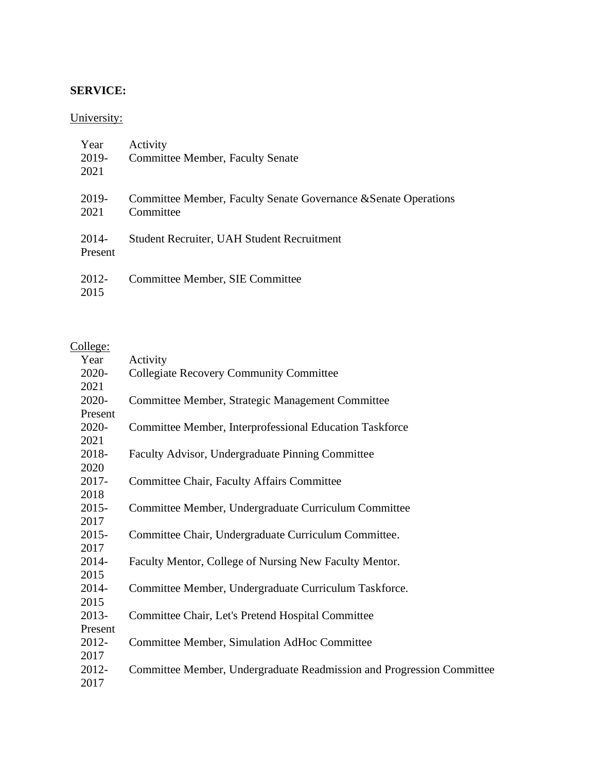**SERVICE:**

University:

| Year | Activity |
|---|---|
| 2019-2021 | Committee Member, Faculty Senate |
| 2019-2021 | Committee Member, Faculty Senate Governance &Senate Operations Committee |
| 2014-Present | Student Recruiter, UAH Student Recruitment |
| 2012-2015 | Committee Member, SIE Committee |

College:

| Year | Activity |
|---|---|
| 2020-2021 | Collegiate Recovery Community Committee |
| 2020-Present | Committee Member, Strategic Management Committee |
| 2020-2021 | Committee Member, Interprofessional Education Taskforce |
| 2018-2020 | Faculty Advisor, Undergraduate Pinning Committee |
| 2017-2018 | Committee Chair, Faculty Affairs Committee |
| 2015-2017 | Committee Member, Undergraduate Curriculum Committee |
| 2015-2017 | Committee Chair, Undergraduate Curriculum Committee. |
| 2014-2015 | Faculty Mentor, College of Nursing New Faculty Mentor. |
| 2014-2015 | Committee Member, Undergraduate Curriculum Taskforce. |
| 2013-Present | Committee Chair, Let's Pretend Hospital Committee |
| 2012-2017 | Committee Member, Simulation AdHoc Committee |
| 2012-2017 | Committee Member, Undergraduate Readmission and Progression Committee |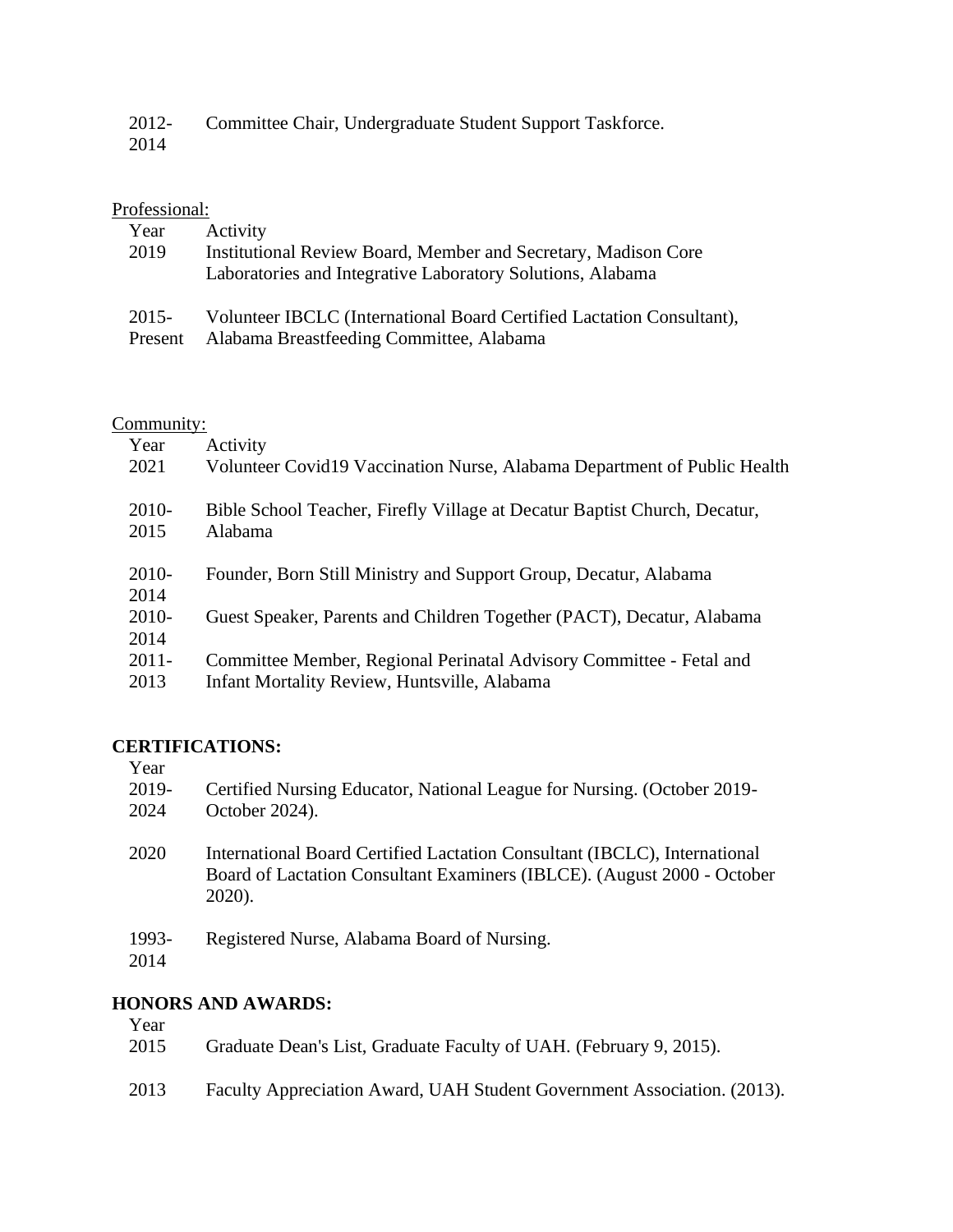| | |
|---|---|
| 2012-2014 | Committee Chair, Undergraduate Student Support Taskforce. |

Professional:

| Year | Activity |
|---|---|
| 2019 | Institutional Review Board, Member and Secretary, Madison Core Laboratories and Integrative Laboratory Solutions, Alabama |
| 2015-Present | Volunteer IBCLC (International Board Certified Lactation Consultant), Alabama Breastfeeding Committee, Alabama |

Community:

| Year | Activity |
|---|---|
| 2021 | Volunteer Covid19 Vaccination Nurse, Alabama Department of Public Health |
| 2010-2015 | Bible School Teacher, Firefly Village at Decatur Baptist Church, Decatur, Alabama |
| 2010-2014 | Founder, Born Still Ministry and Support Group, Decatur, Alabama |
| 2010-2014 | Guest Speaker, Parents and Children Together (PACT), Decatur, Alabama |
| 2011-2013 | Committee Member, Regional Perinatal Advisory Committee - Fetal and Infant Mortality Review, Huntsville, Alabama |

**CERTIFICATIONS:**

| Year | |
|---|---|
| 2019-2024 | Certified Nursing Educator, National League for Nursing. (October 2019-October 2024). |
| 2020 | International Board Certified Lactation Consultant (IBCLC), International Board of Lactation Consultant Examiners (IBLCE). (August 2000 - October 2020). |
| 1993-2014 | Registered Nurse, Alabama Board of Nursing. |

**HONORS AND AWARDS:**

| Year | |
|---|---|
| 2015 | Graduate Dean's List, Graduate Faculty of UAH. (February 9, 2015). |
| 2013 | Faculty Appreciation Award, UAH Student Government Association. (2013). |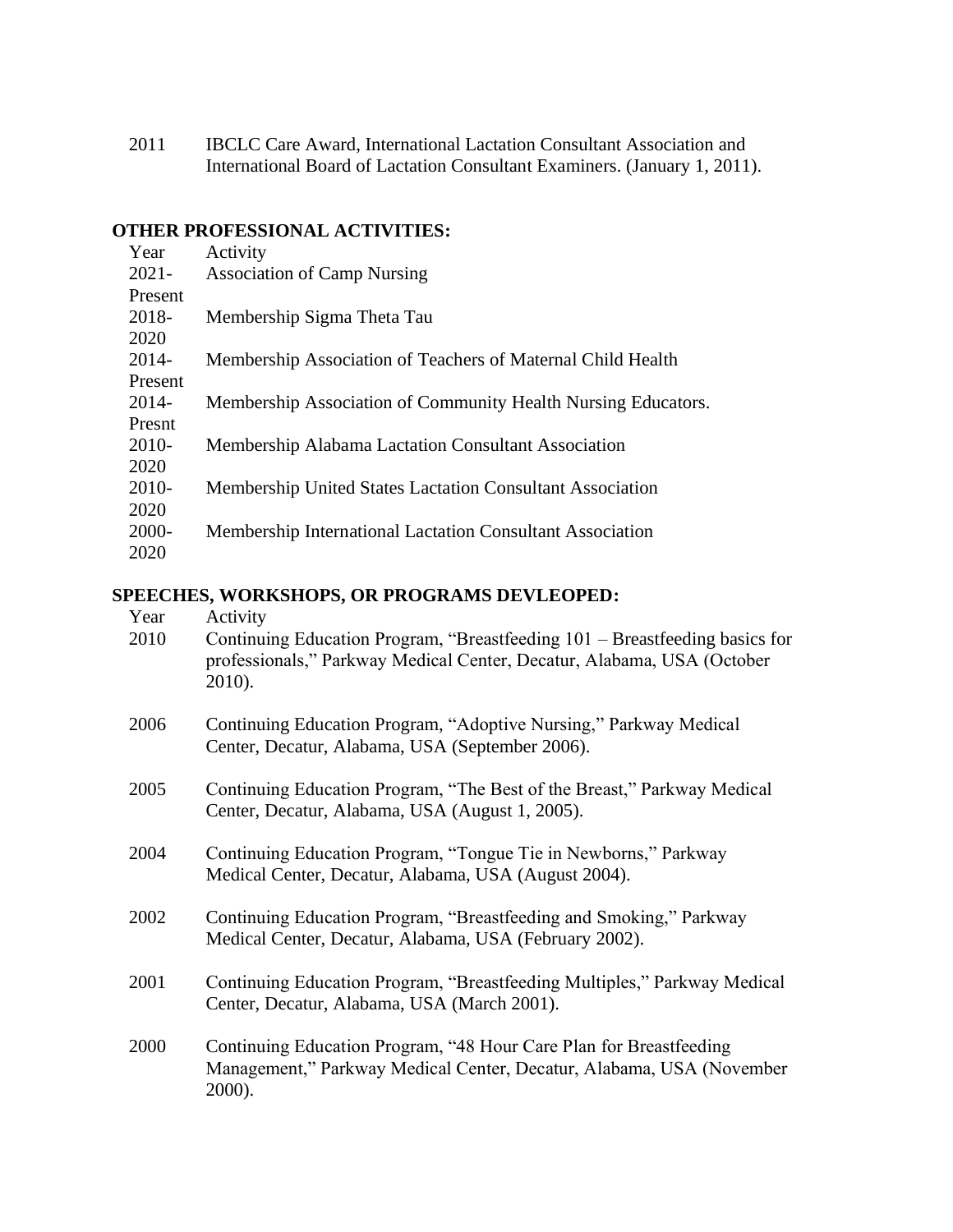2011 IBCLC Care Award, International Lactation Consultant Association and International Board of Lactation Consultant Examiners. (January 1, 2011).

**OTHER PROFESSIONAL ACTIVITIES:**

| Year | Activity |
|---|---|
| 2021-Present | Association of Camp Nursing |
| 2018-2020 | Membership Sigma Theta Tau |
| 2014-Present | Membership Association of Teachers of Maternal Child Health |
| 2014-Presnt | Membership Association of Community Health Nursing Educators. |
| 2010-2020 | Membership Alabama Lactation Consultant Association |
| 2010-2020 | Membership United States Lactation Consultant Association |
| 2000-2020 | Membership International Lactation Consultant Association |

**SPEECHES, WORKSHOPS, OR PROGRAMS DEVLEOPED:**

| Year | Activity |
|---|---|
| 2010 | Continuing Education Program, "Breastfeeding 101 – Breastfeeding basics for professionals," Parkway Medical Center, Decatur, Alabama, USA (October 2010). |
| 2006 | Continuing Education Program, "Adoptive Nursing," Parkway Medical Center, Decatur, Alabama, USA (September 2006). |
| 2005 | Continuing Education Program, "The Best of the Breast," Parkway Medical Center, Decatur, Alabama, USA (August 1, 2005). |
| 2004 | Continuing Education Program, "Tongue Tie in Newborns," Parkway Medical Center, Decatur, Alabama, USA (August 2004). |
| 2002 | Continuing Education Program, "Breastfeeding and Smoking," Parkway Medical Center, Decatur, Alabama, USA (February 2002). |
| 2001 | Continuing Education Program, "Breastfeeding Multiples," Parkway Medical Center, Decatur, Alabama, USA (March 2001). |
| 2000 | Continuing Education Program, "48 Hour Care Plan for Breastfeeding Management," Parkway Medical Center, Decatur, Alabama, USA (November 2000). |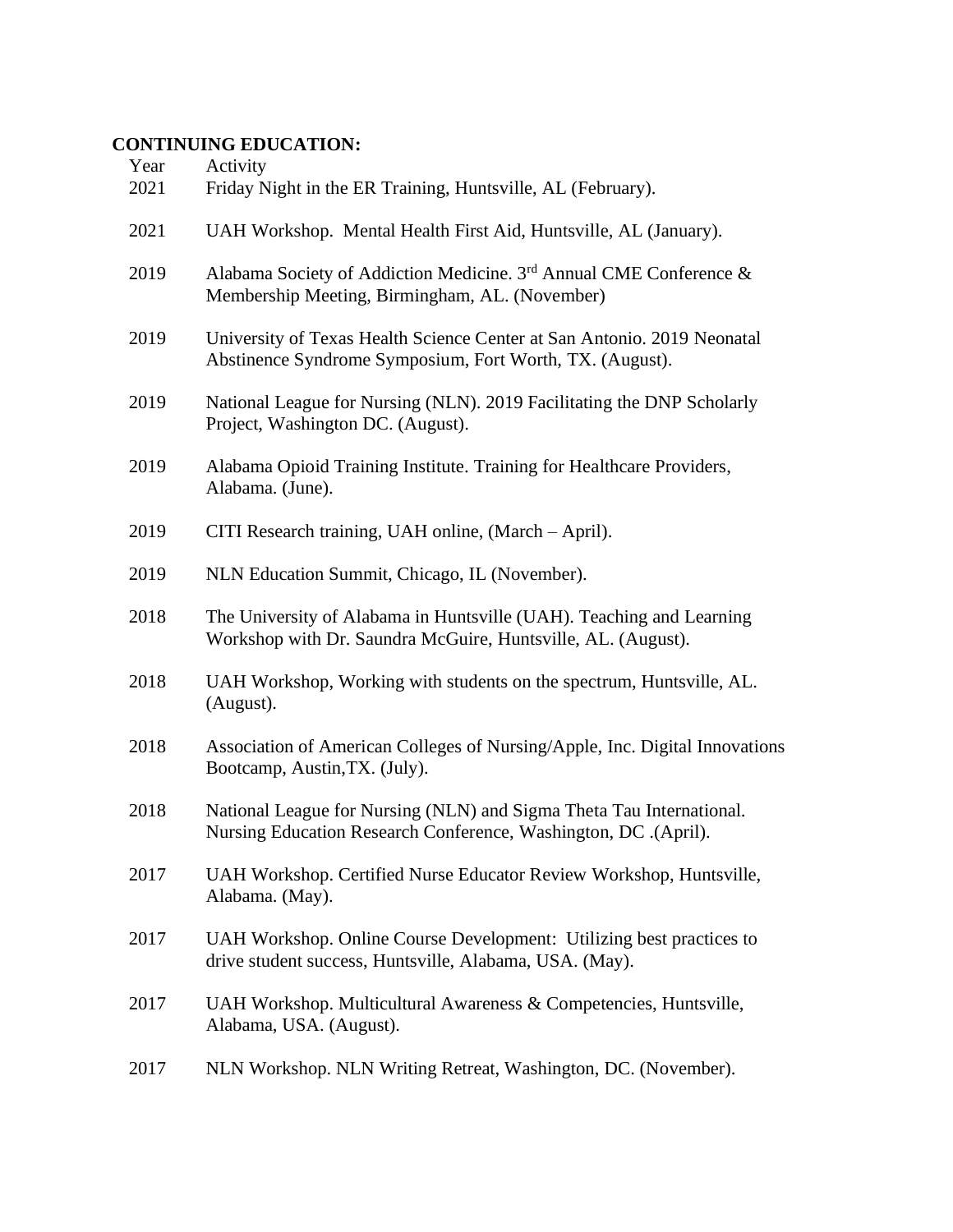**CONTINUING EDUCATION:**

| Year | Activity |
|---|---|
| 2021 | Friday Night in the ER Training, Huntsville, AL (February). |
| 2021 | UAH Workshop. Mental Health First Aid, Huntsville, AL (January). |
| 2019 | Alabama Society of Addiction Medicine. 3rd Annual CME Conference & Membership Meeting, Birmingham, AL. (November) |
| 2019 | University of Texas Health Science Center at San Antonio. 2019 Neonatal Abstinence Syndrome Symposium, Fort Worth, TX. (August). |
| 2019 | National League for Nursing (NLN). 2019 Facilitating the DNP Scholarly Project, Washington DC. (August). |
| 2019 | Alabama Opioid Training Institute. Training for Healthcare Providers, Alabama. (June). |
| 2019 | CITI Research training, UAH online, (March – April). |
| 2019 | NLN Education Summit, Chicago, IL (November). |
| 2018 | The University of Alabama in Huntsville (UAH). Teaching and Learning Workshop with Dr. Saundra McGuire, Huntsville, AL. (August). |
| 2018 | UAH Workshop, Working with students on the spectrum, Huntsville, AL. (August). |
| 2018 | Association of American Colleges of Nursing/Apple, Inc. Digital Innovations Bootcamp, Austin,TX. (July). |
| 2018 | National League for Nursing (NLN) and Sigma Theta Tau International. Nursing Education Research Conference, Washington, DC .(April). |
| 2017 | UAH Workshop. Certified Nurse Educator Review Workshop, Huntsville, Alabama. (May). |
| 2017 | UAH Workshop. Online Course Development: Utilizing best practices to drive student success, Huntsville, Alabama, USA. (May). |
| 2017 | UAH Workshop. Multicultural Awareness & Competencies, Huntsville, Alabama, USA. (August). |
| 2017 | NLN Workshop. NLN Writing Retreat, Washington, DC. (November). |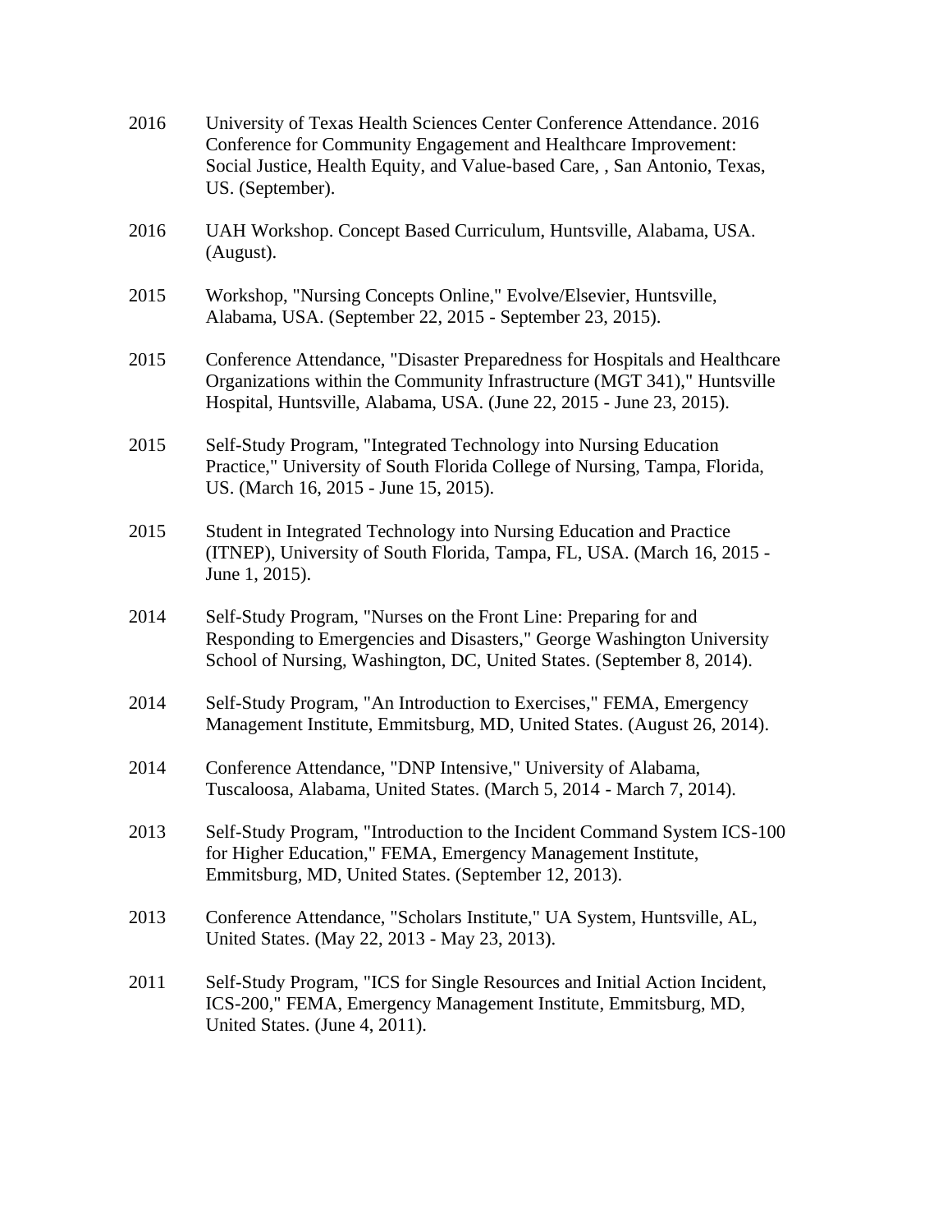2016 University of Texas Health Sciences Center Conference Attendance. 2016 Conference for Community Engagement and Healthcare Improvement: Social Justice, Health Equity, and Value-based Care, , San Antonio, Texas, US. (September).

2016 UAH Workshop. Concept Based Curriculum, Huntsville, Alabama, USA. (August).

2015 Workshop, "Nursing Concepts Online," Evolve/Elsevier, Huntsville, Alabama, USA. (September 22, 2015 - September 23, 2015).

2015 Conference Attendance, "Disaster Preparedness for Hospitals and Healthcare Organizations within the Community Infrastructure (MGT 341)," Huntsville Hospital, Huntsville, Alabama, USA. (June 22, 2015 - June 23, 2015).

2015 Self-Study Program, "Integrated Technology into Nursing Education Practice," University of South Florida College of Nursing, Tampa, Florida, US. (March 16, 2015 - June 15, 2015).

2015 Student in Integrated Technology into Nursing Education and Practice (ITNEP), University of South Florida, Tampa, FL, USA. (March 16, 2015 - June 1, 2015).

2014 Self-Study Program, "Nurses on the Front Line: Preparing for and Responding to Emergencies and Disasters," George Washington University School of Nursing, Washington, DC, United States. (September 8, 2014).

2014 Self-Study Program, "An Introduction to Exercises," FEMA, Emergency Management Institute, Emmitsburg, MD, United States. (August 26, 2014).

2014 Conference Attendance, "DNP Intensive," University of Alabama, Tuscaloosa, Alabama, United States. (March 5, 2014 - March 7, 2014).

2013 Self-Study Program, "Introduction to the Incident Command System ICS-100 for Higher Education," FEMA, Emergency Management Institute, Emmitsburg, MD, United States. (September 12, 2013).

2013 Conference Attendance, "Scholars Institute," UA System, Huntsville, AL, United States. (May 22, 2013 - May 23, 2013).

2011 Self-Study Program, "ICS for Single Resources and Initial Action Incident, ICS-200," FEMA, Emergency Management Institute, Emmitsburg, MD, United States. (June 4, 2011).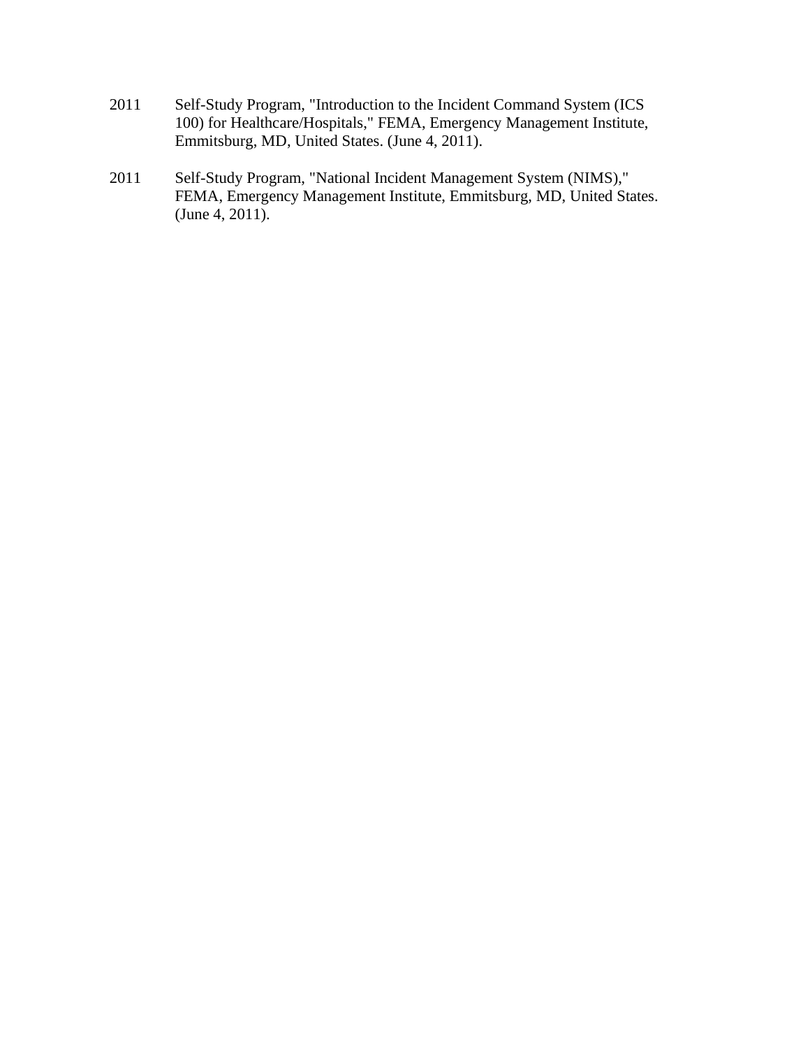2011 Self-Study Program, "Introduction to the Incident Command System (ICS 100) for Healthcare/Hospitals," FEMA, Emergency Management Institute, Emmitsburg, MD, United States. (June 4, 2011).

2011 Self-Study Program, "National Incident Management System (NIMS)," FEMA, Emergency Management Institute, Emmitsburg, MD, United States. (June 4, 2011).